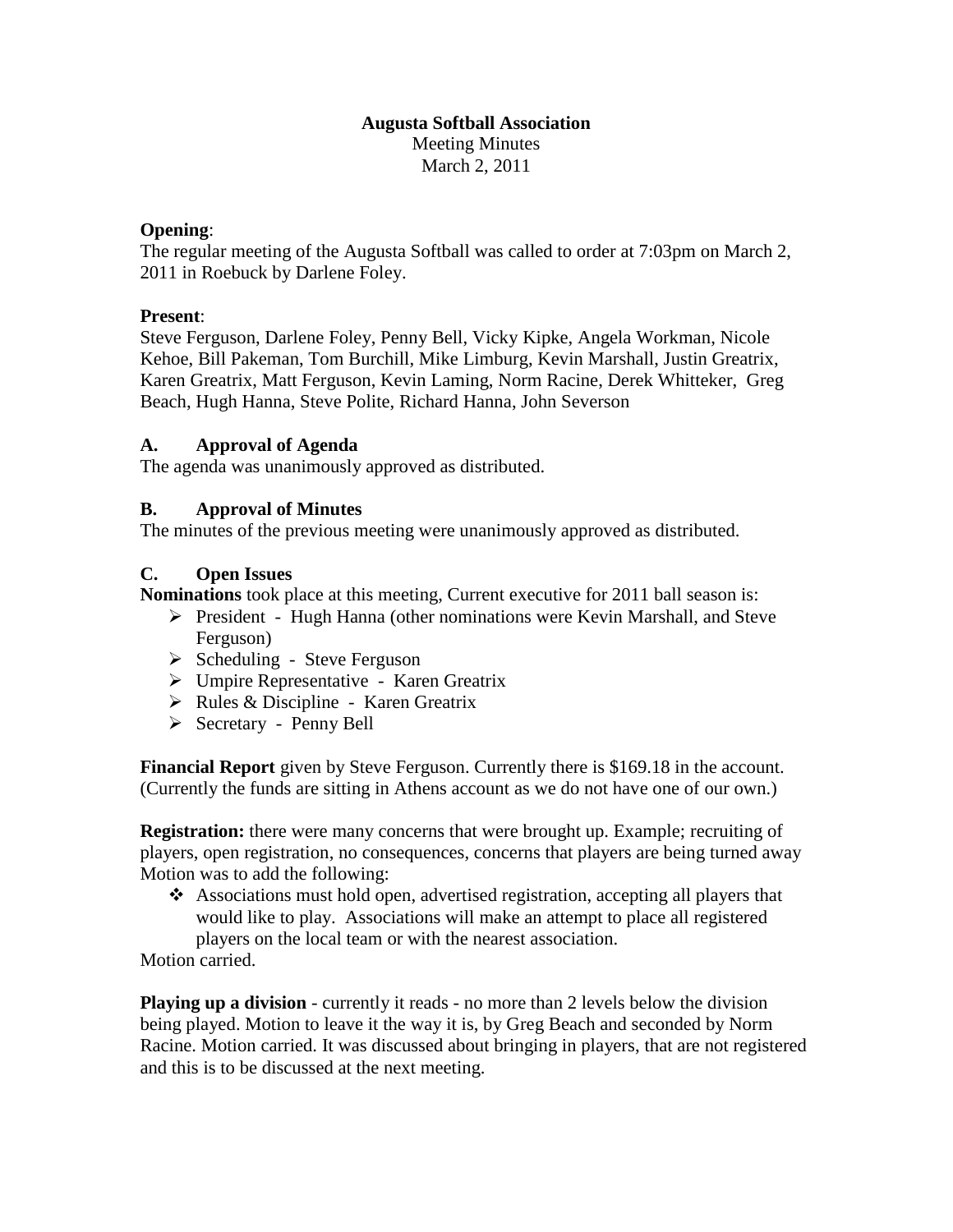# Augusta Softball Association

Meeting Minutes
March 2, 2011

**Opening**:
The regular meeting of the Augusta Softball was called to order at 7:03pm on March 2, 2011 in Roebuck by Darlene Foley.

**Present**:
Steve Ferguson, Darlene Foley, Penny Bell, Vicky Kipke, Angela Workman, Nicole Kehoe, Bill Pakeman, Tom Burchill, Mike Limburg, Kevin Marshall, Justin Greatrix, Karen Greatrix, Matt Ferguson, Kevin Laming, Norm Racine, Derek Whitteker, Greg Beach, Hugh Hanna, Steve Polite, Richard Hanna, John Severson

## A. Approval of Agenda

The agenda was unanimously approved as distributed.

## B. Approval of Minutes

The minutes of the previous meeting were unanimously approved as distributed.

## C. Open Issues

**Nominations** took place at this meeting, Current executive for 2011 ball season is:

- President - Hugh Hanna (other nominations were Kevin Marshall, and Steve Ferguson)
- Scheduling - Steve Ferguson
- Umpire Representative - Karen Greatrix
- Rules & Discipline - Karen Greatrix
- Secretary - Penny Bell

**Financial Report** given by Steve Ferguson. Currently there is $169.18 in the account. (Currently the funds are sitting in Athens account as we do not have one of our own.)

**Registration:** there were many concerns that were brought up. Example; recruiting of players, open registration, no consequences, concerns that players are being turned away Motion was to add the following:

- Associations must hold open, advertised registration, accepting all players that would like to play. Associations will make an attempt to place all registered players on the local team or with the nearest association.

Motion carried.

**Playing up a division** - currently it reads - no more than 2 levels below the division being played. Motion to leave it the way it is, by Greg Beach and seconded by Norm Racine. Motion carried. It was discussed about bringing in players, that are not registered and this is to be discussed at the next meeting.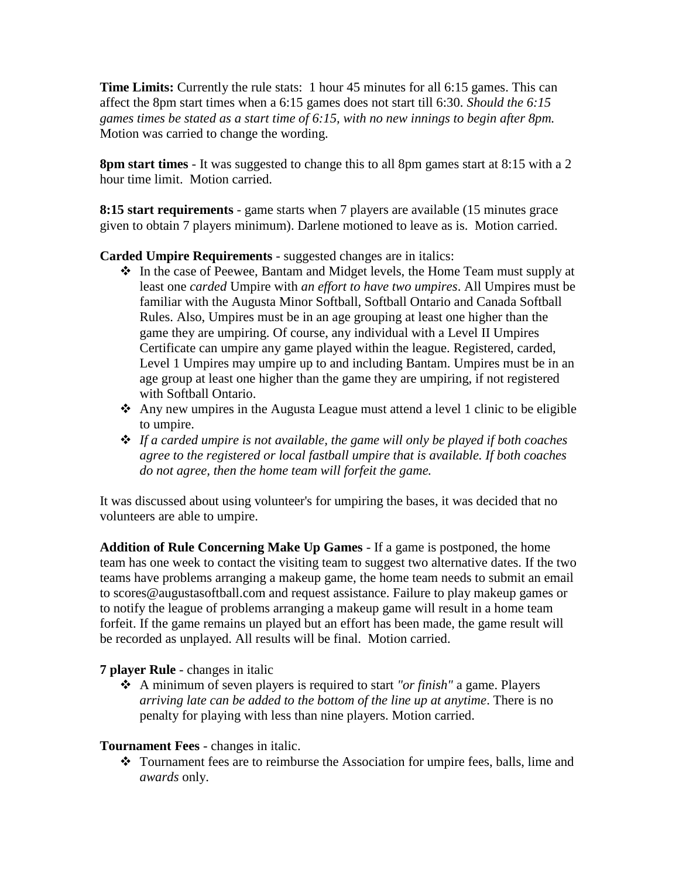**Time Limits:** Currently the rule stats: 1 hour 45 minutes for all 6:15 games. This can affect the 8pm start times when a 6:15 games does not start till 6:30. *Should the 6:15 games times be stated as a start time of 6:15, with no new innings to begin after 8pm.* Motion was carried to change the wording.

**8pm start times** - It was suggested to change this to all 8pm games start at 8:15 with a 2 hour time limit. Motion carried.

**8:15 start requirements** - game starts when 7 players are available (15 minutes grace given to obtain 7 players minimum). Darlene motioned to leave as is. Motion carried.

**Carded Umpire Requirements** - suggested changes are in italics:

- In the case of Peewee, Bantam and Midget levels, the Home Team must supply at least one *carded* Umpire with *an effort to have two umpires*. All Umpires must be familiar with the Augusta Minor Softball, Softball Ontario and Canada Softball Rules. Also, Umpires must be in an age grouping at least one higher than the game they are umpiring. Of course, any individual with a Level II Umpires Certificate can umpire any game played within the league. Registered, carded, Level 1 Umpires may umpire up to and including Bantam. Umpires must be in an age group at least one higher than the game they are umpiring, if not registered with Softball Ontario.
- Any new umpires in the Augusta League must attend a level 1 clinic to be eligible to umpire.
- *If a carded umpire is not available, the game will only be played if both coaches agree to the registered or local fastball umpire that is available. If both coaches do not agree, then the home team will forfeit the game.*

It was discussed about using volunteer's for umpiring the bases, it was decided that no volunteers are able to umpire.

**Addition of Rule Concerning Make Up Games** - If a game is postponed, the home team has one week to contact the visiting team to suggest two alternative dates. If the two teams have problems arranging a makeup game, the home team needs to submit an email to scores@augustasoftball.com and request assistance. Failure to play makeup games or to notify the league of problems arranging a makeup game will result in a home team forfeit. If the game remains un played but an effort has been made, the game result will be recorded as unplayed. All results will be final. Motion carried.

**7 player Rule** - changes in italic

- A minimum of seven players is required to start *"or finish"* a game. Players *arriving late can be added to the bottom of the line up at anytime*. There is no penalty for playing with less than nine players. Motion carried.

**Tournament Fees** - changes in italic.

- Tournament fees are to reimburse the Association for umpire fees, balls, lime and *awards* only.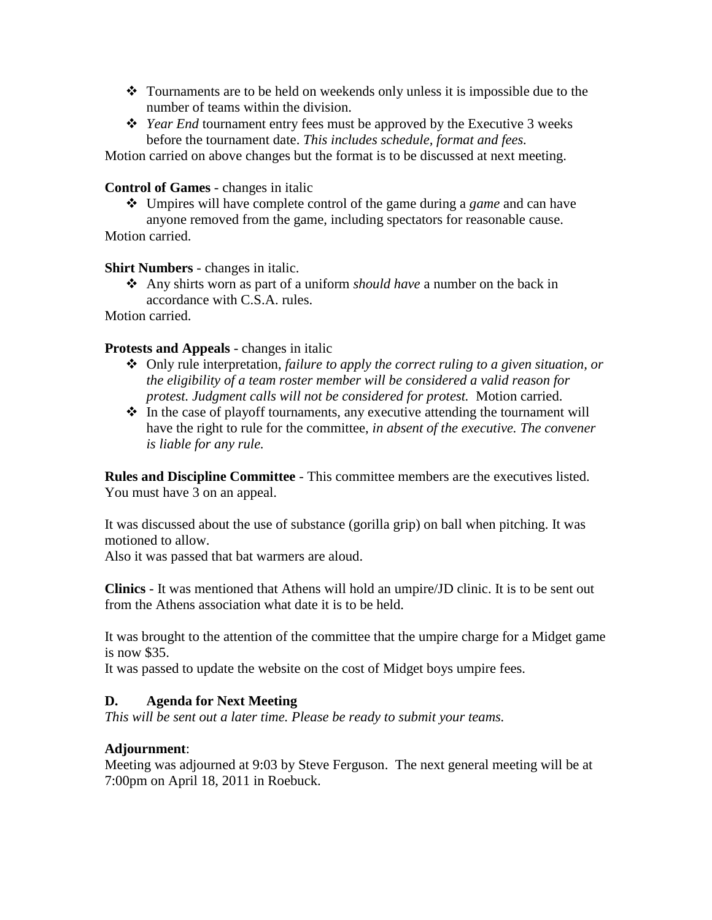- Tournaments are to be held on weekends only unless it is impossible due to the number of teams within the division.
- *Year End* tournament entry fees must be approved by the Executive 3 weeks before the tournament date. *This includes schedule, format and fees.*

Motion carried on above changes but the format is to be discussed at next meeting.

**Control of Games** - changes in italic

- Umpires will have complete control of the game during a *game* and can have anyone removed from the game, including spectators for reasonable cause.

Motion carried.

**Shirt Numbers** - changes in italic.

- Any shirts worn as part of a uniform *should have* a number on the back in accordance with C.S.A. rules.

Motion carried.

**Protests and Appeals** - changes in italic

- Only rule interpretation, *failure to apply the correct ruling to a given situation, or the eligibility of a team roster member will be considered a valid reason for protest. Judgment calls will not be considered for protest.* Motion carried.
- In the case of playoff tournaments, any executive attending the tournament will have the right to rule for the committee, *in absent of the executive. The convener is liable for any rule.*

**Rules and Discipline Committee** - This committee members are the executives listed. You must have 3 on an appeal.

It was discussed about the use of substance (gorilla grip) on ball when pitching. It was motioned to allow.
Also it was passed that bat warmers are aloud.

**Clinics** - It was mentioned that Athens will hold an umpire/JD clinic. It is to be sent out from the Athens association what date it is to be held.

It was brought to the attention of the committee that the umpire charge for a Midget game is now $35.
It was passed to update the website on the cost of Midget boys umpire fees.

## D. Agenda for Next Meeting

*This will be sent out a later time. Please be ready to submit your teams.*

**Adjournment**:
Meeting was adjourned at 9:03 by Steve Ferguson. The next general meeting will be at 7:00pm on April 18, 2011 in Roebuck.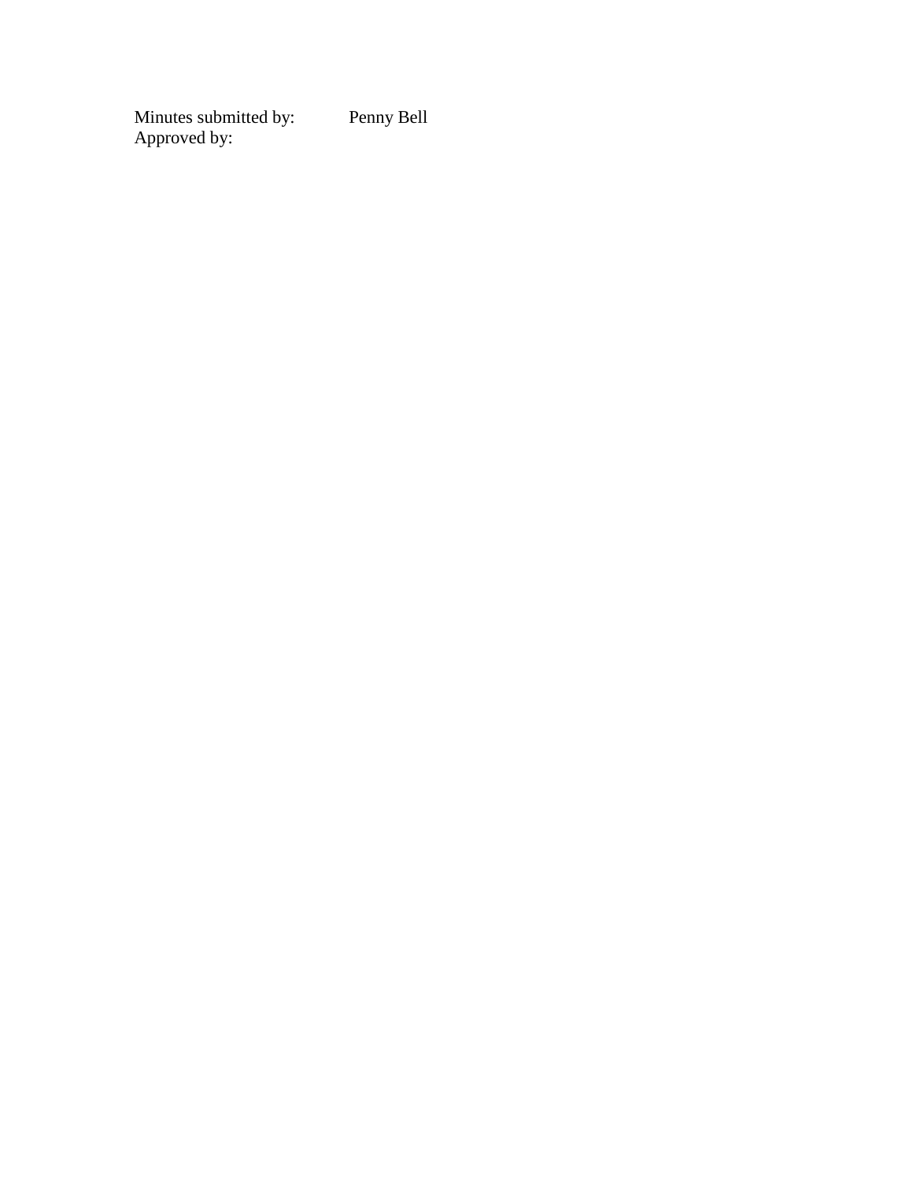Minutes submitted by: Penny Bell
Approved by: